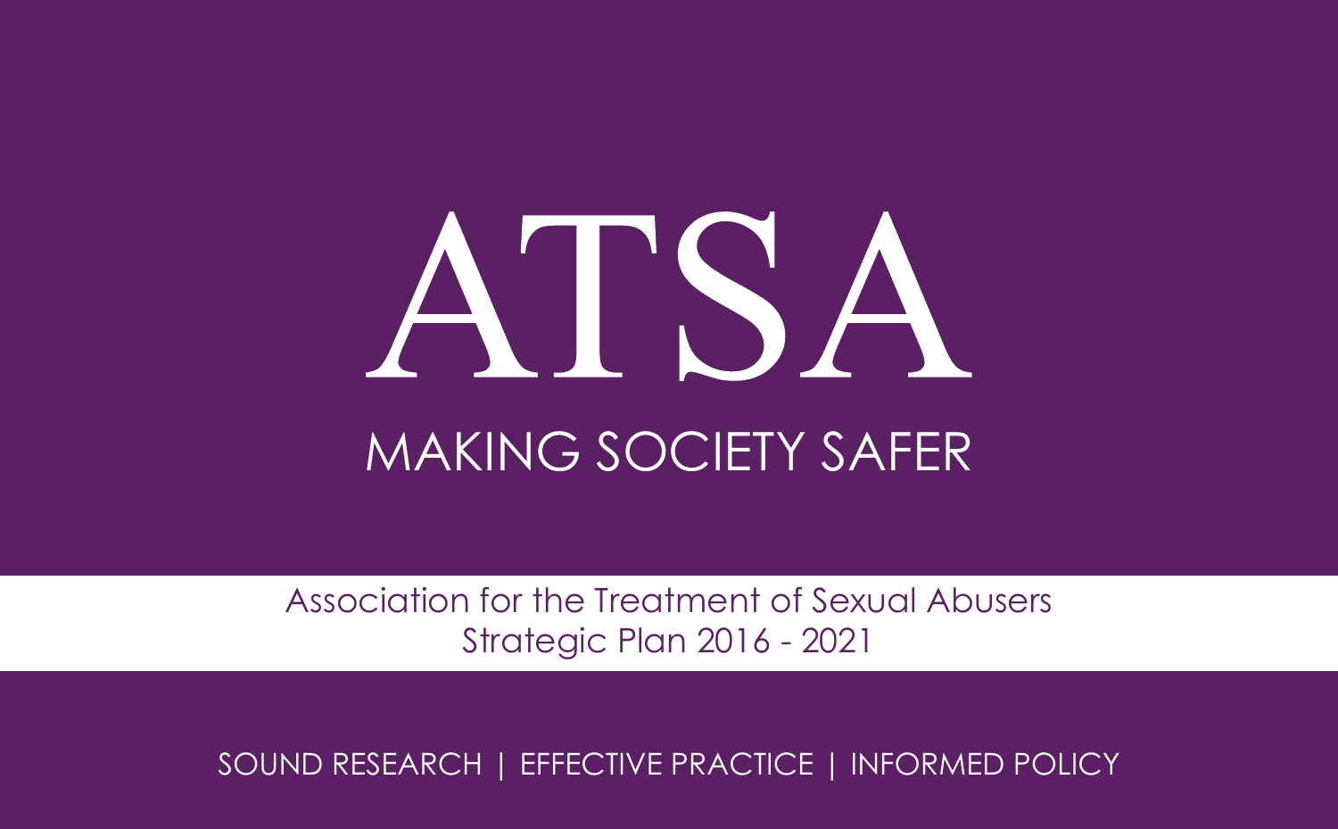# ATSA

## MAKING SOCIETY SAFER

Association for the Treatment of Sexual Abusers
Strategic Plan 2016 - 2021

SOUND RESEARCH | EFFECTIVE PRACTICE | INFORMED POLICY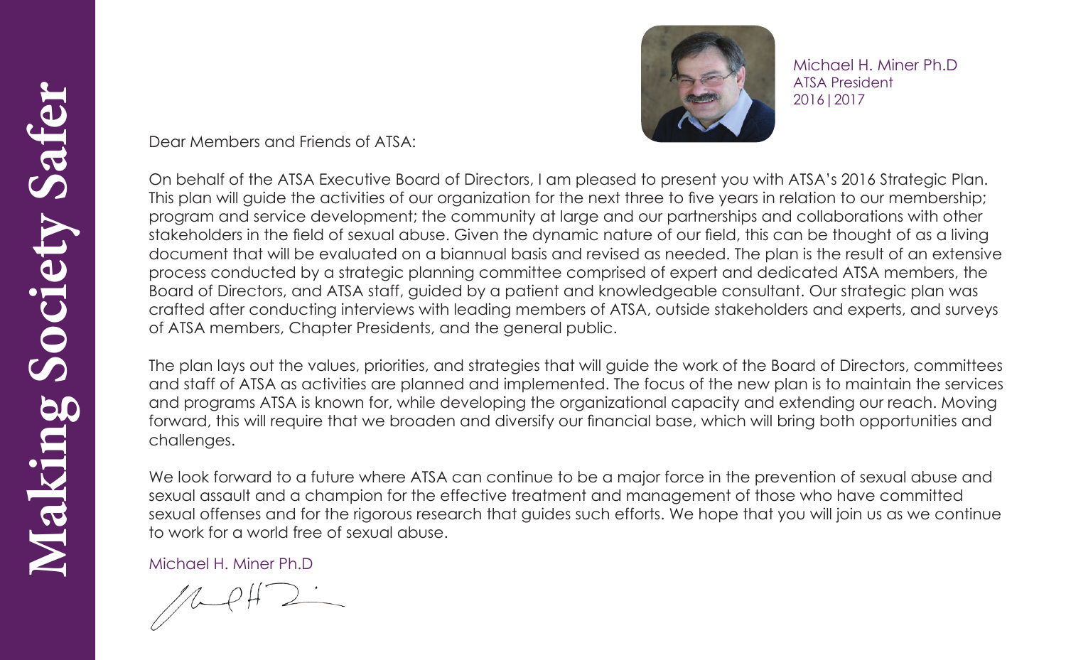Michael H. Miner Ph.D
ATSA President
2016|2017

Dear Members and Friends of ATSA:

On behalf of the ATSA Executive Board of Directors, I am pleased to present you with ATSA's 2016 Strategic Plan. This plan will guide the activities of our organization for the next three to five years in relation to our membership; program and service development; the community at large and our partnerships and collaborations with other stakeholders in the field of sexual abuse. Given the dynamic nature of our field, this can be thought of as a living document that will be evaluated on a biannual basis and revised as needed. The plan is the result of an extensive process conducted by a strategic planning committee comprised of expert and dedicated ATSA members, the Board of Directors, and ATSA staff, guided by a patient and knowledgeable consultant. Our strategic plan was crafted after conducting interviews with leading members of ATSA, outside stakeholders and experts, and surveys of ATSA members, Chapter Presidents, and the general public.

The plan lays out the values, priorities, and strategies that will guide the work of the Board of Directors, committees and staff of ATSA as activities are planned and implemented. The focus of the new plan is to maintain the services and programs ATSA is known for, while developing the organizational capacity and extending our reach. Moving forward, this will require that we broaden and diversify our financial base, which will bring both opportunities and challenges.

We look forward to a future where ATSA can continue to be a major force in the prevention of sexual abuse and sexual assault and a champion for the effective treatment and management of those who have committed sexual offenses and for the rigorous research that guides such efforts. We hope that you will join us as we continue to work for a world free of sexual abuse.

Michael H. Miner Ph.D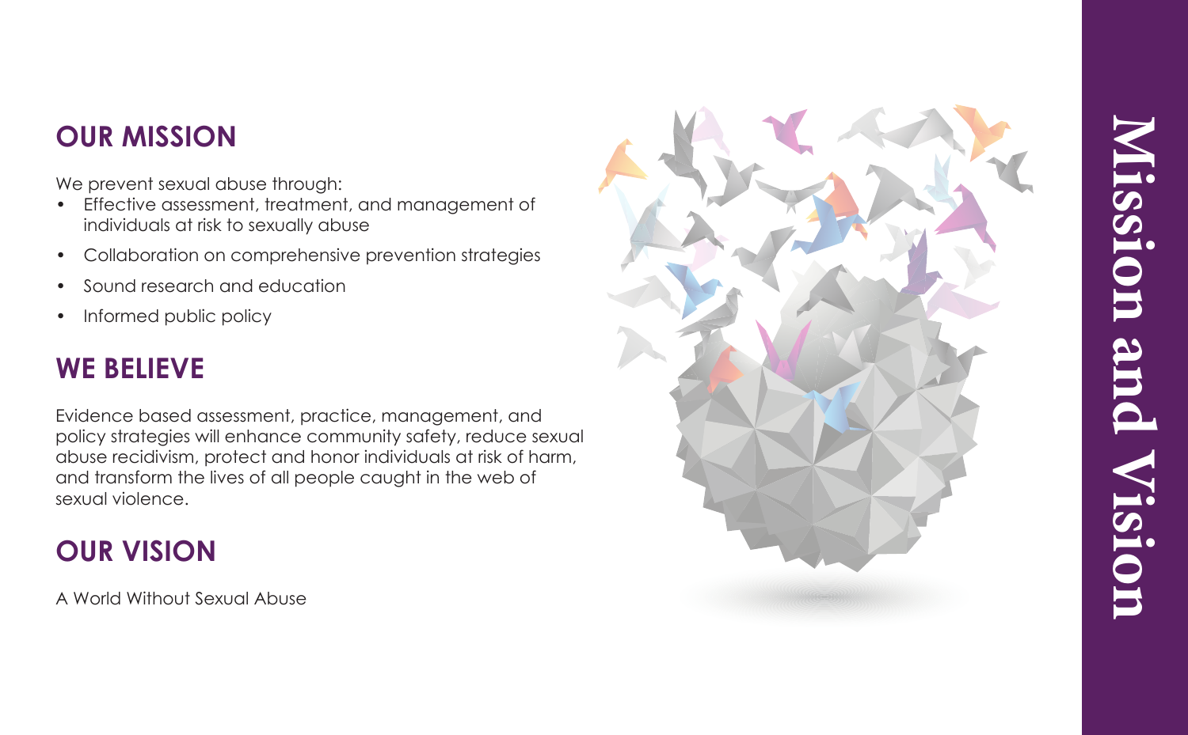# Mission and Vision

## OUR MISSION

We prevent sexual abuse through:

- Effective assessment, treatment, and management of individuals at risk to sexually abuse
- Collaboration on comprehensive prevention strategies
- Sound research and education
- Informed public policy

## WE BELIEVE

Evidence based assessment, practice, management, and policy strategies will enhance community safety, reduce sexual abuse recidivism, protect and honor individuals at risk of harm, and transform the lives of all people caught in the web of sexual violence.

## OUR VISION

A World Without Sexual Abuse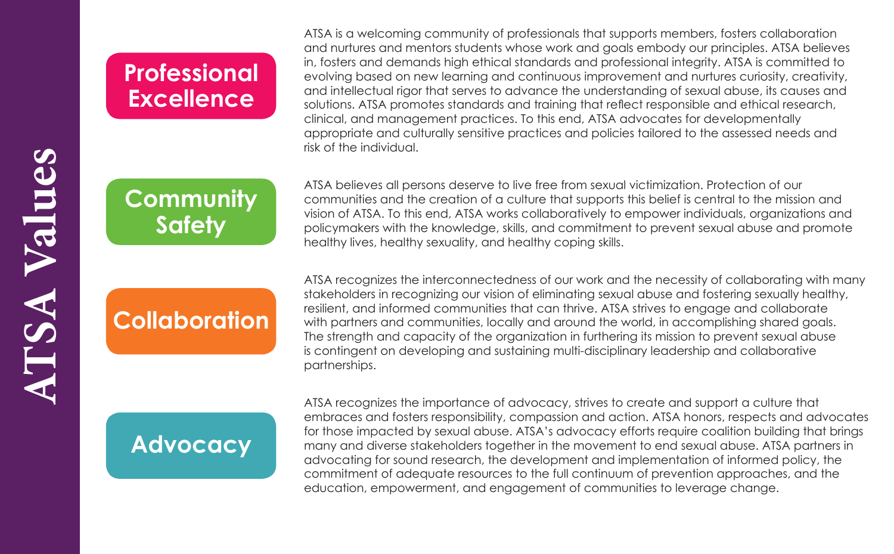# ATSA Values

## Professional Excellence

ATSA is a welcoming community of professionals that supports members, fosters collaboration and nurtures and mentors students whose work and goals embody our principles. ATSA believes in, fosters and demands high ethical standards and professional integrity. ATSA is committed to evolving based on new learning and continuous improvement and nurtures curiosity, creativity, and intellectual rigor that serves to advance the understanding of sexual abuse, its causes and solutions. ATSA promotes standards and training that reflect responsible and ethical research, clinical, and management practices. To this end, ATSA advocates for developmentally appropriate and culturally sensitive practices and policies tailored to the assessed needs and risk of the individual.

## Community Safety

ATSA believes all persons deserve to live free from sexual victimization. Protection of our communities and the creation of a culture that supports this belief is central to the mission and vision of ATSA. To this end, ATSA works collaboratively to empower individuals, organizations and policymakers with the knowledge, skills, and commitment to prevent sexual abuse and promote healthy lives, healthy sexuality, and healthy coping skills.

## Collaboration

ATSA recognizes the interconnectedness of our work and the necessity of collaborating with many stakeholders in recognizing our vision of eliminating sexual abuse and fostering sexually healthy, resilient, and informed communities that can thrive. ATSA strives to engage and collaborate with partners and communities, locally and around the world, in accomplishing shared goals. The strength and capacity of the organization in furthering its mission to prevent sexual abuse is contingent on developing and sustaining multi-disciplinary leadership and collaborative partnerships.

## Advocacy

ATSA recognizes the importance of advocacy, strives to create and support a culture that embraces and fosters responsibility, compassion and action. ATSA honors, respects and advocates for those impacted by sexual abuse. ATSA's advocacy efforts require coalition building that brings many and diverse stakeholders together in the movement to end sexual abuse. ATSA partners in advocating for sound research, the development and implementation of informed policy, the commitment of adequate resources to the full continuum of prevention approaches, and the education, empowerment, and engagement of communities to leverage change.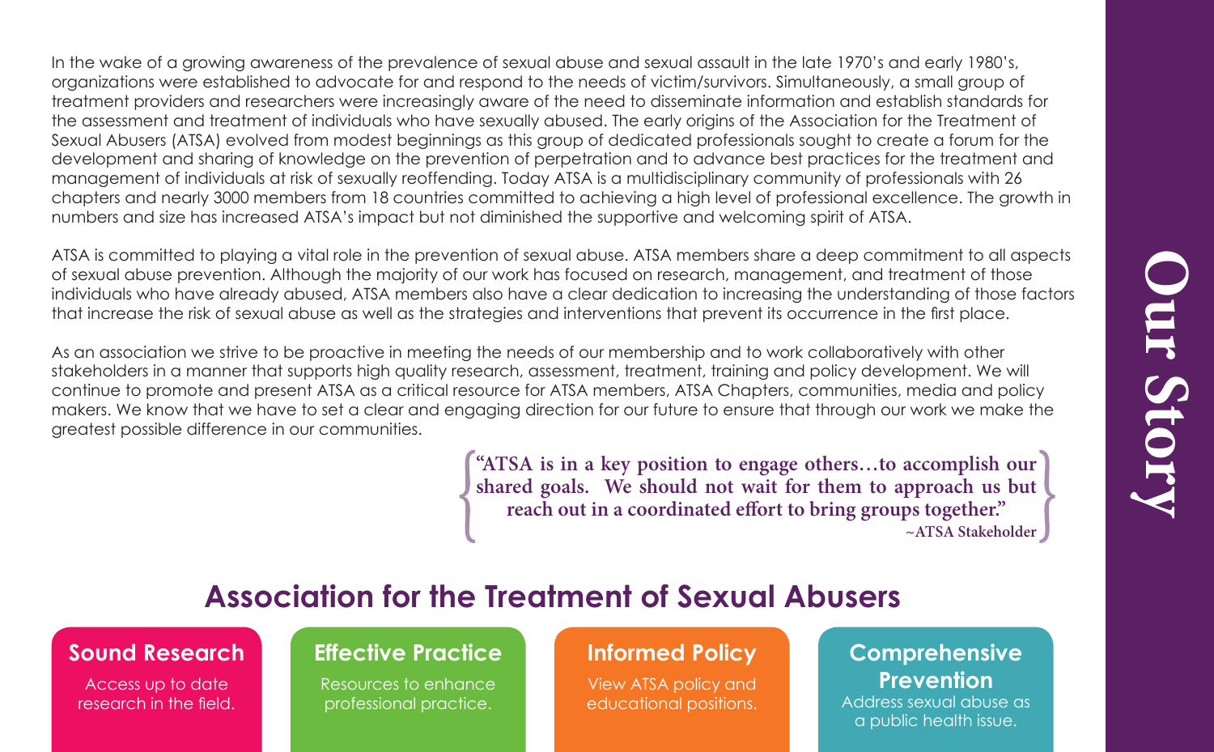# Our Story

In the wake of a growing awareness of the prevalence of sexual abuse and sexual assault in the late 1970's and early 1980's, organizations were established to advocate for and respond to the needs of victim/survivors. Simultaneously, a small group of treatment providers and researchers were increasingly aware of the need to disseminate information and establish standards for the assessment and treatment of individuals who have sexually abused. The early origins of the Association for the Treatment of Sexual Abusers (ATSA) evolved from modest beginnings as this group of dedicated professionals sought to create a forum for the development and sharing of knowledge on the prevention of perpetration and to advance best practices for the treatment and management of individuals at risk of sexually reoffending. Today ATSA is a multidisciplinary community of professionals with 26 chapters and nearly 3000 members from 18 countries committed to achieving a high level of professional excellence. The growth in numbers and size has increased ATSA's impact but not diminished the supportive and welcoming spirit of ATSA.

ATSA is committed to playing a vital role in the prevention of sexual abuse. ATSA members share a deep commitment to all aspects of sexual abuse prevention. Although the majority of our work has focused on research, management, and treatment of those individuals who have already abused, ATSA members also have a clear dedication to increasing the understanding of those factors that increase the risk of sexual abuse as well as the strategies and interventions that prevent its occurrence in the first place.

As an association we strive to be proactive in meeting the needs of our membership and to work collaboratively with other stakeholders in a manner that supports high quality research, assessment, treatment, training and policy development. We will continue to promote and present ATSA as a critical resource for ATSA members, ATSA Chapters, communities, media and policy makers. We know that we have to set a clear and engaging direction for our future to ensure that through our work we make the greatest possible difference in our communities.

> **"ATSA is in a key position to engage others…to accomplish our shared goals. We should not wait for them to approach us but reach out in a coordinated effort to bring groups together."**
> **~ATSA Stakeholder**

## Association for the Treatment of Sexual Abusers

**Sound Research**
Access up to date research in the field.

**Effective Practice**
Resources to enhance professional practice.

**Informed Policy**
View ATSA policy and educational positions.

**Comprehensive Prevention**
Address sexual abuse as a public health issue.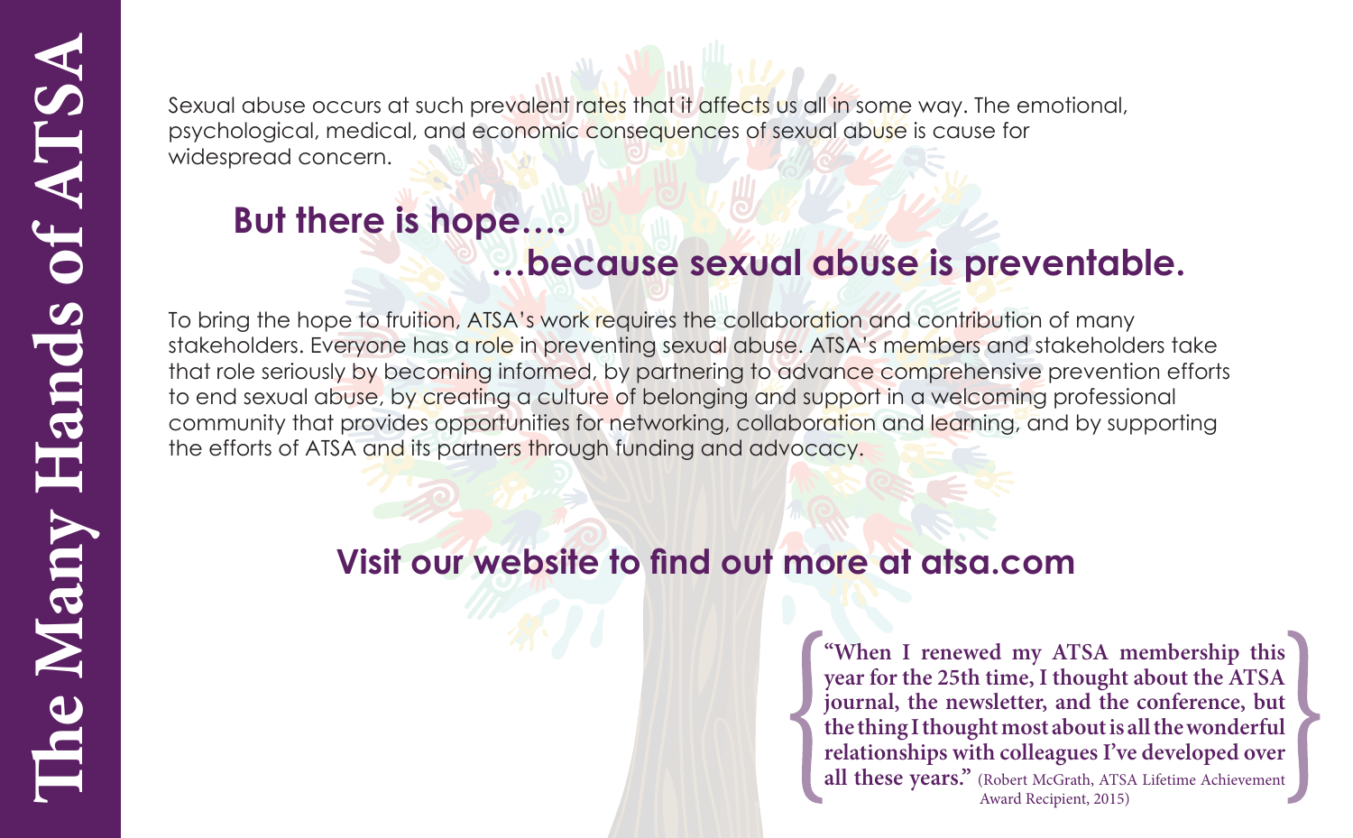# The Many Hands of ATSA

Sexual abuse occurs at such prevalent rates that it affects us all in some way. The emotional, psychological, medical, and economic consequences of sexual abuse is cause for widespread concern.

## But there is hope….

## …because sexual abuse is preventable.

To bring the hope to fruition, ATSA's work requires the collaboration and contribution of many stakeholders. Everyone has a role in preventing sexual abuse. ATSA's members and stakeholders take that role seriously by becoming informed, by partnering to advance comprehensive prevention efforts to end sexual abuse, by creating a culture of belonging and support in a welcoming professional community that provides opportunities for networking, collaboration and learning, and by supporting the efforts of ATSA and its partners through funding and advocacy.

## Visit our website to find out more at atsa.com

**"When I renewed my ATSA membership this year for the 25th time, I thought about the ATSA journal, the newsletter, and the conference, but the thing I thought most about is all the wonderful relationships with colleagues I've developed over all these years."** (Robert McGrath, ATSA Lifetime Achievement Award Recipient, 2015)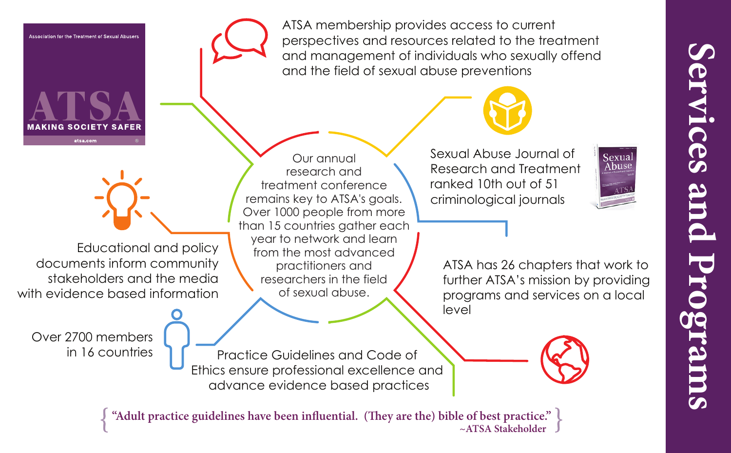# Services and Programs

Association for the Treatment of Sexual Abusers

ATSA

MAKING SOCIETY SAFER

atsa.com

ATSA membership provides access to current perspectives and resources related to the treatment and management of individuals who sexually offend and the field of sexual abuse preventions

Our annual research and treatment conference remains key to ATSA's goals. Over 1000 people from more than 15 countries gather each year to network and learn from the most advanced practitioners and researchers in the field of sexual abuse.

Sexual Abuse Journal of Research and Treatment ranked 10th out of 51 criminological journals

Educational and policy documents inform community stakeholders and the media with evidence based information

ATSA has 26 chapters that work to further ATSA's mission by providing programs and services on a local level

Over 2700 members in 16 countries

Practice Guidelines and Code of Ethics ensure professional excellence and advance evidence based practices

> **"Adult practice guidelines have been influential. (They are the) bible of best practice."**
> **~ATSA Stakeholder**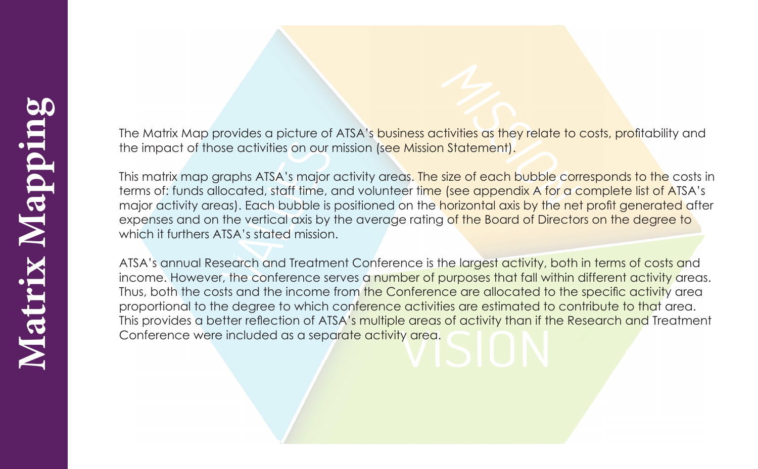# Matrix Mapping

The Matrix Map provides a picture of ATSA's business activities as they relate to costs, profitability and the impact of those activities on our mission (see Mission Statement).

This matrix map graphs ATSA's major activity areas. The size of each bubble corresponds to the costs in terms of: funds allocated, staff time, and volunteer time (see appendix A for a complete list of ATSA's major activity areas). Each bubble is positioned on the horizontal axis by the net profit generated after expenses and on the vertical axis by the average rating of the Board of Directors on the degree to which it furthers ATSA's stated mission.

ATSA's annual Research and Treatment Conference is the largest activity, both in terms of costs and income. However, the conference serves a number of purposes that fall within different activity areas. Thus, both the costs and the income from the Conference are allocated to the specific activity area proportional to the degree to which conference activities are estimated to contribute to that area. This provides a better reflection of ATSA's multiple areas of activity than if the Research and Treatment Conference were included as a separate activity area.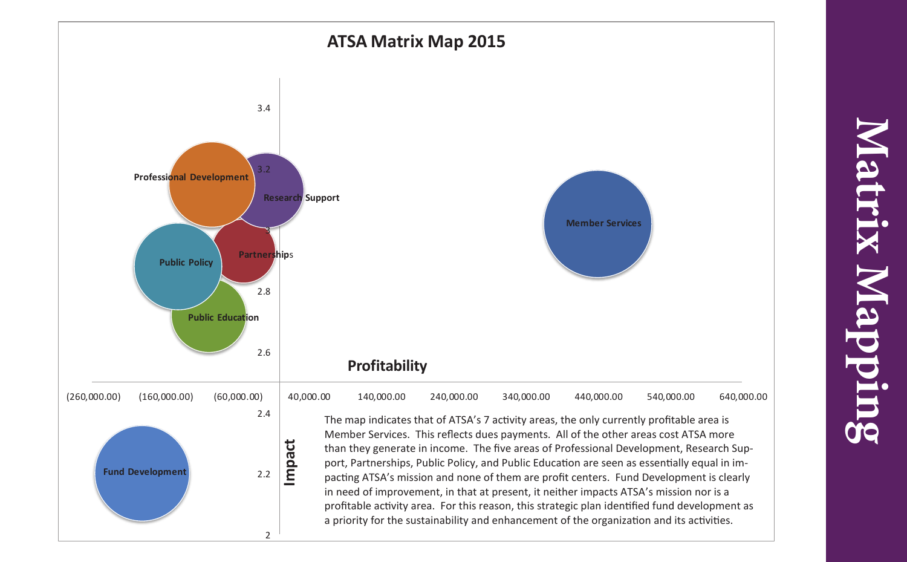# Matrix Mapping

## ATSA Matrix Map 2015

The map indicates that of ATSA's 7 activity areas, the only currently profitable area is Member Services. This reflects dues payments. All of the other areas cost ATSA more than they generate in income. The five areas of Professional Development, Research Support, Partnerships, Public Policy, and Public Education are seen as essentially equal in impacting ATSA's mission and none of them are profit centers. Fund Development is clearly in need of improvement, in that at present, it neither impacts ATSA's mission nor is a profitable activity area. For this reason, this strategic plan identified fund development as a priority for the sustainability and enhancement of the organization and its activities.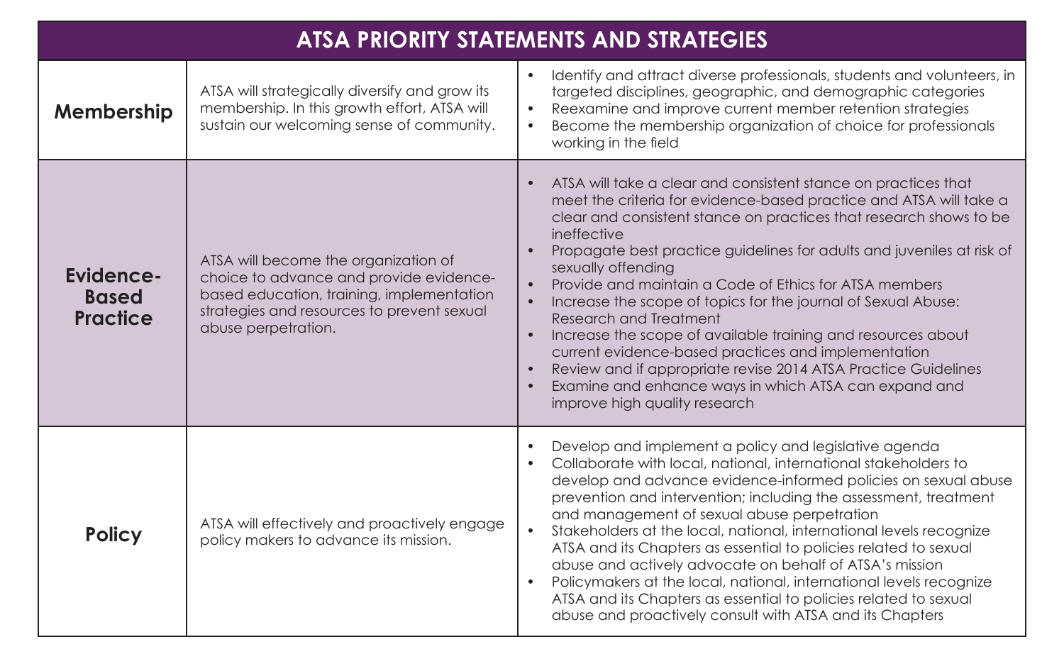| ATSA PRIORITY STATEMENTS AND STRATEGIES | | |
|---|---|---|
| **Membership** | ATSA will strategically diversify and grow its membership. In this growth effort, ATSA will sustain our welcoming sense of community. | • Identify and attract diverse professionals, students and volunteers, in targeted disciplines, geographic, and demographic categories<br>• Reexamine and improve current member retention strategies<br>• Become the membership organization of choice for professionals working in the field |
| **Evidence-Based Practice** | ATSA will become the organization of choice to advance and provide evidence-based education, training, implementation strategies and resources to prevent sexual abuse perpetration. | • ATSA will take a clear and consistent stance on practices that meet the criteria for evidence-based practice and ATSA will take a clear and consistent stance on practices that research shows to be ineffective<br>• Propagate best practice guidelines for adults and juveniles at risk of sexually offending<br>• Provide and maintain a Code of Ethics for ATSA members<br>• Increase the scope of topics for the journal of Sexual Abuse: Research and Treatment<br>• Increase the scope of available training and resources about current evidence-based practices and implementation<br>• Review and if appropriate revise 2014 ATSA Practice Guidelines<br>• Examine and enhance ways in which ATSA can expand and improve high quality research |
| **Policy** | ATSA will effectively and proactively engage policy makers to advance its mission. | • Develop and implement a policy and legislative agenda<br>• Collaborate with local, national, international stakeholders to develop and advance evidence-informed policies on sexual abuse prevention and intervention; including the assessment, treatment and management of sexual abuse perpetration<br>• Stakeholders at the local, national, international levels recognize ATSA and its Chapters as essential to policies related to sexual abuse and actively advocate on behalf of ATSA's mission<br>• Policymakers at the local, national, international levels recognize ATSA and its Chapters as essential to policies related to sexual abuse and proactively consult with ATSA and its Chapters |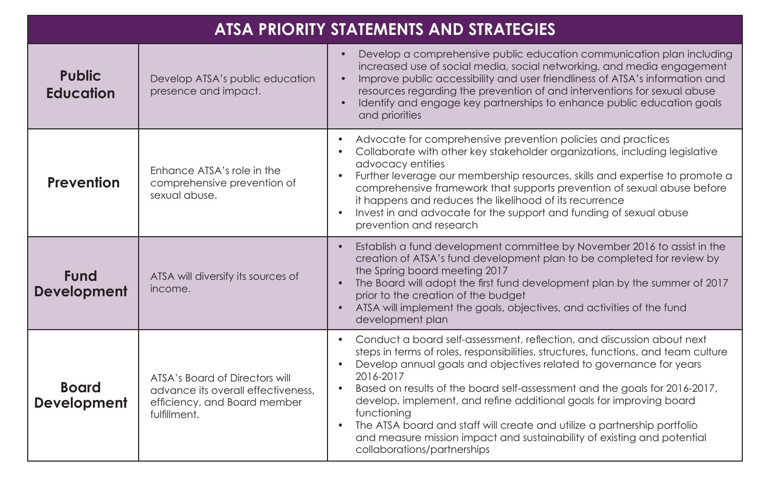# ATSA PRIORITY STATEMENTS AND STRATEGIES

| | | |
|---|---|---|
| **Public Education** | Develop ATSA's public education presence and impact. | • Develop a comprehensive public education communication plan including increased use of social media, social networking, and media engagement<br>• Improve public accessibility and user friendliness of ATSA's information and resources regarding the prevention of and interventions for sexual abuse<br>• Identify and engage key partnerships to enhance public education goals and priorities |
| **Prevention** | Enhance ATSA's role in the comprehensive prevention of sexual abuse. | • Advocate for comprehensive prevention policies and practices<br>• Collaborate with other key stakeholder organizations, including legislative advocacy entities<br>• Further leverage our membership resources, skills and expertise to promote a comprehensive framework that supports prevention of sexual abuse before it happens and reduces the likelihood of its recurrence<br>• Invest in and advocate for the support and funding of sexual abuse prevention and research |
| **Fund Development** | ATSA will diversify its sources of income. | • Establish a fund development committee by November 2016 to assist in the creation of ATSA's fund development plan to be completed for review by the Spring board meeting 2017<br>• The Board will adopt the first fund development plan by the summer of 2017 prior to the creation of the budget<br>• ATSA will implement the goals, objectives, and activities of the fund development plan |
| **Board Development** | ATSA's Board of Directors will advance its overall effectiveness, efficiency, and Board member fulfillment. | • Conduct a board self-assessment, reflection, and discussion about next steps in terms of roles, responsibilities, structures, functions, and team culture<br>• Develop annual goals and objectives related to governance for years 2016-2017<br>• Based on results of the board self-assessment and the goals for 2016-2017, develop, implement, and refine additional goals for improving board functioning<br>• The ATSA board and staff will create and utilize a partnership portfolio and measure mission impact and sustainability of existing and potential collaborations/partnerships |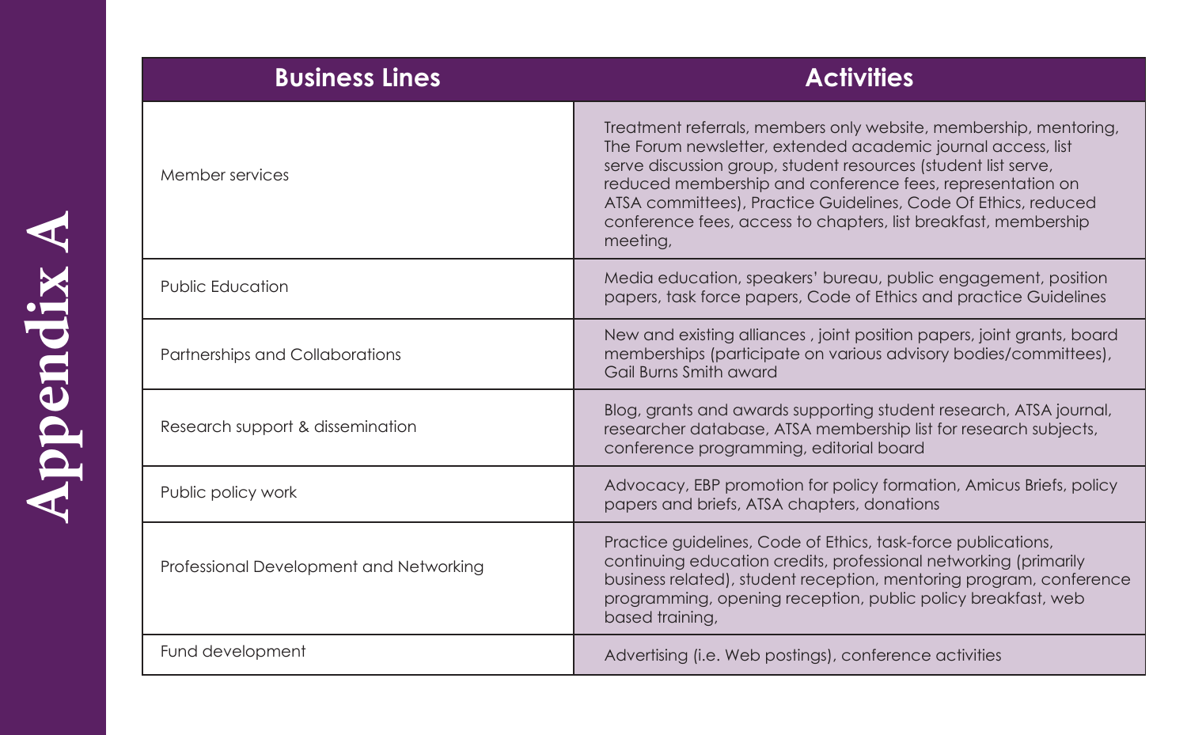# Appendix A

| Business Lines | Activities |
| --- | --- |
| Member services | Treatment referrals, members only website, membership, mentoring, The Forum newsletter, extended academic journal access, list serve discussion group, student resources (student list serve, reduced membership and conference fees, representation on ATSA committees), Practice Guidelines, Code Of Ethics, reduced conference fees, access to chapters, list breakfast, membership meeting, |
| Public Education | Media education, speakers' bureau, public engagement, position papers, task force papers, Code of Ethics and practice Guidelines |
| Partnerships and Collaborations | New and existing alliances , joint position papers, joint grants, board memberships (participate on various advisory bodies/committees), Gail Burns Smith award |
| Research support & dissemination | Blog, grants and awards supporting student research, ATSA journal, researcher database, ATSA membership list for research subjects, conference programming, editorial board |
| Public policy work | Advocacy, EBP promotion for policy formation, Amicus Briefs, policy papers and briefs, ATSA chapters, donations |
| Professional Development and Networking | Practice guidelines, Code of Ethics, task-force publications, continuing education credits, professional networking (primarily business related), student reception, mentoring program, conference programming, opening reception, public policy breakfast, web based training, |
| Fund development | Advertising (i.e. Web postings), conference activities |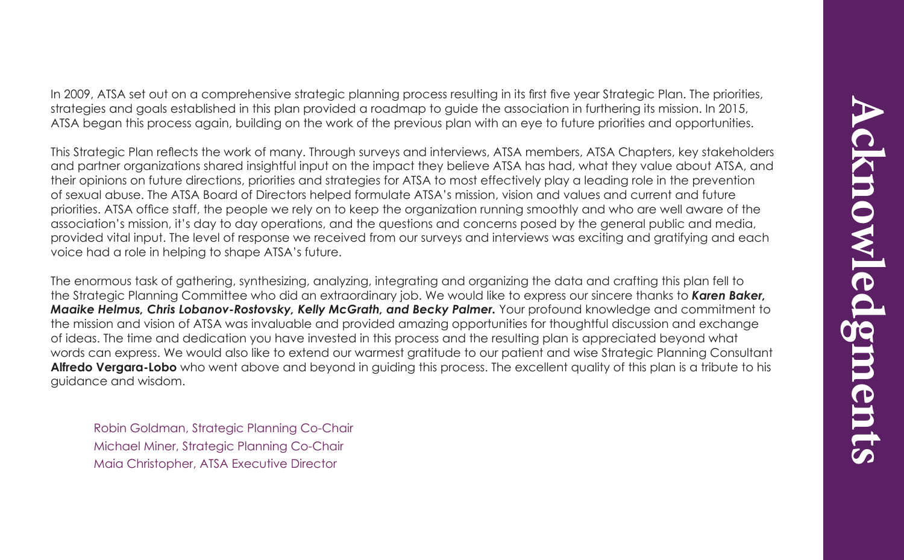# Acknowledgments

In 2009, ATSA set out on a comprehensive strategic planning process resulting in its first five year Strategic Plan. The priorities, strategies and goals established in this plan provided a roadmap to guide the association in furthering its mission. In 2015, ATSA began this process again, building on the work of the previous plan with an eye to future priorities and opportunities.

This Strategic Plan reflects the work of many. Through surveys and interviews, ATSA members, ATSA Chapters, key stakeholders and partner organizations shared insightful input on the impact they believe ATSA has had, what they value about ATSA, and their opinions on future directions, priorities and strategies for ATSA to most effectively play a leading role in the prevention of sexual abuse. The ATSA Board of Directors helped formulate ATSA's mission, vision and values and current and future priorities. ATSA office staff, the people we rely on to keep the organization running smoothly and who are well aware of the association's mission, it's day to day operations, and the questions and concerns posed by the general public and media, provided vital input. The level of response we received from our surveys and interviews was exciting and gratifying and each voice had a role in helping to shape ATSA's future.

The enormous task of gathering, synthesizing, analyzing, integrating and organizing the data and crafting this plan fell to the Strategic Planning Committee who did an extraordinary job. We would like to express our sincere thanks to ***Karen Baker, Maaike Helmus, Chris Lobanov-Rostovsky, Kelly McGrath, and Becky Palmer.*** Your profound knowledge and commitment to the mission and vision of ATSA was invaluable and provided amazing opportunities for thoughtful discussion and exchange of ideas. The time and dedication you have invested in this process and the resulting plan is appreciated beyond what words can express. We would also like to extend our warmest gratitude to our patient and wise Strategic Planning Consultant **Alfredo Vergara-Lobo** who went above and beyond in guiding this process. The excellent quality of this plan is a tribute to his guidance and wisdom.

Robin Goldman, Strategic Planning Co-Chair
Michael Miner, Strategic Planning Co-Chair
Maia Christopher, ATSA Executive Director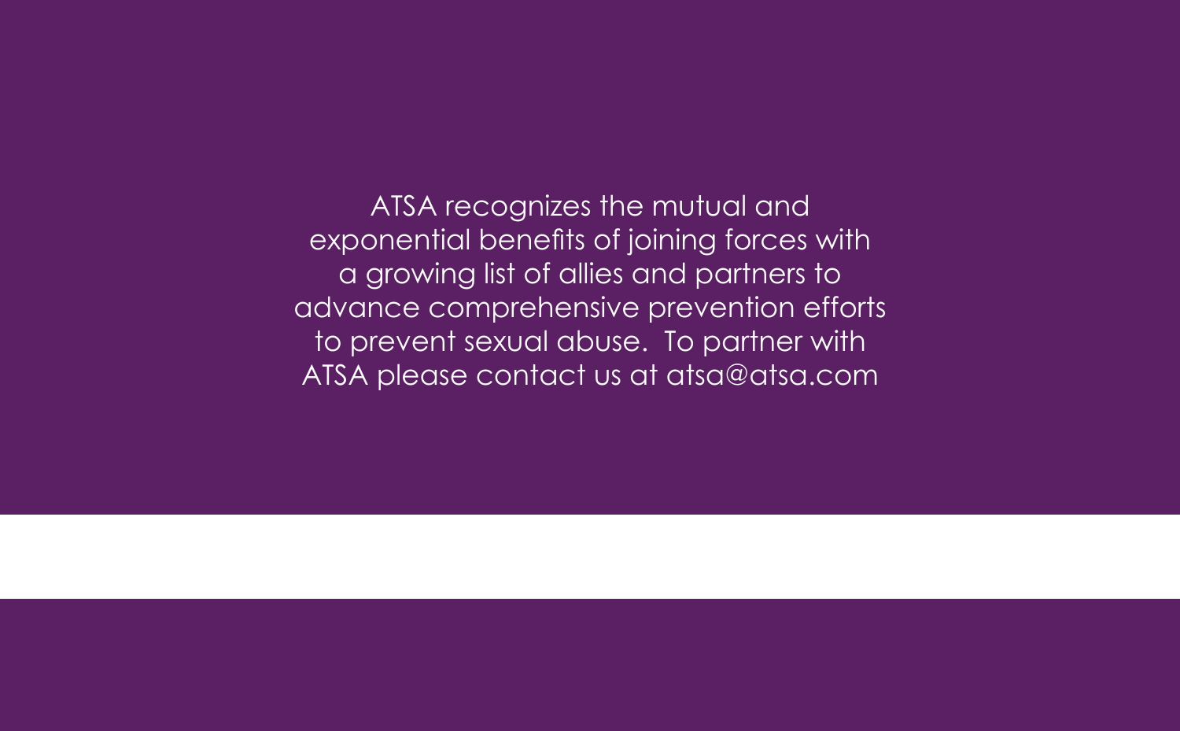ATSA recognizes the mutual and exponential benefits of joining forces with a growing list of allies and partners to advance comprehensive prevention efforts to prevent sexual abuse. To partner with ATSA please contact us at atsa@atsa.com